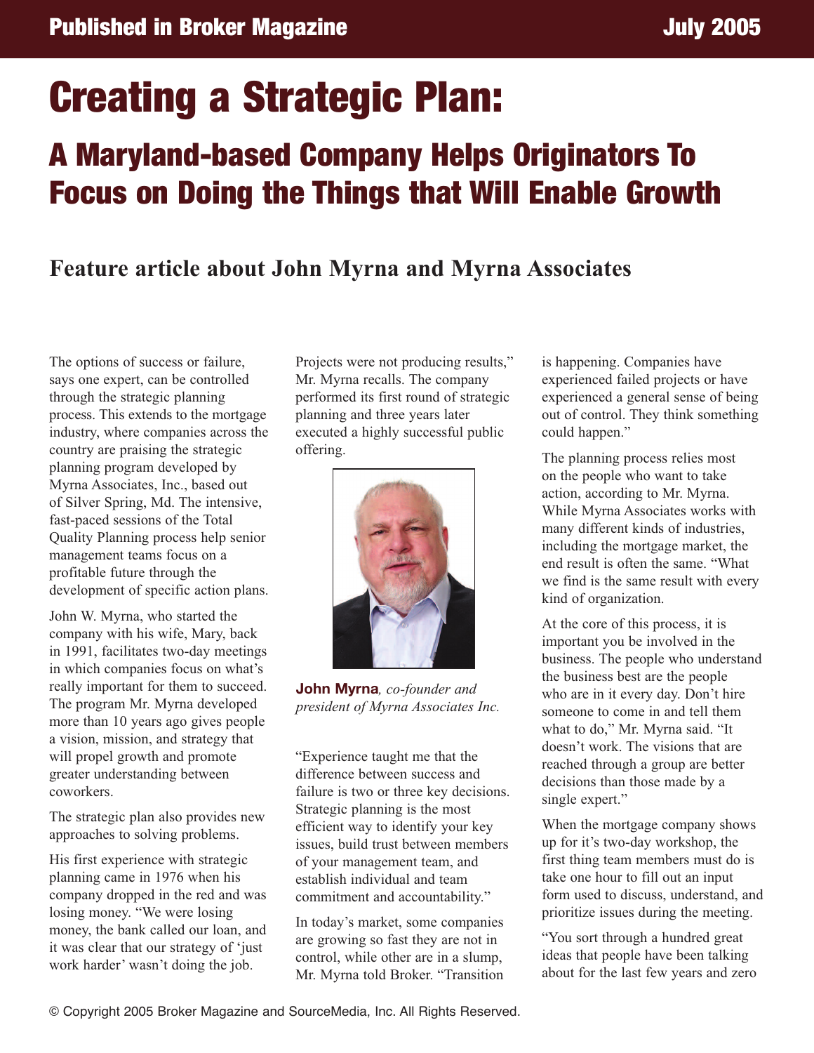# Creating a Strategic Plan:

## A Maryland-based Company Helps Originators To Focus on Doing the Things that Will Enable Growth

### Feature article about John Myrna and Myrna Associates

The options of success or failure, says one expert, can be controlled through the strategic planning process. This extends to the mortgage industry, where companies across the country are praising the strategic planning program developed by Myrna Associates, Inc., based out of Silver Spring, Md. The intensive, fast-paced sessions of the Total Quality Planning process help senior management teams focus on a profitable future through the development of specific action plans.

John W. Myrna, who started the company with his wife, Mary, back in 1991, facilitates two-day meetings in which companies focus on what's really important for them to succeed. The program Mr. Myrna developed more than 10 years ago gives people a vision, mission, and strategy that will propel growth and promote greater understanding between coworkers.

The strategic plan also provides new approaches to solving problems.

His first experience with strategic planning came in 1976 when his company dropped in the red and was losing money. "We were losing money, the bank called our loan, and it was clear that our strategy of 'just work harder' wasn't doing the job. Projects were not producing results," Mr. Myrna recalls. The company performed its first round of strategic planning and three years later executed a highly successful public offering.

**John Myrna**, *co-founder and president of Myrna Associates Inc.*

"Experience taught me that the difference between success and failure is two or three key decisions. Strategic planning is the most efficient way to identify your key issues, build trust between members of your management team, and establish individual and team commitment and accountability."

In today's market, some companies are growing so fast they are not in control, while other are in a slump, Mr. Myrna told Broker. "Transition is happening. Companies have experienced failed projects or have experienced a general sense of being out of control. They think something could happen."

The planning process relies most on the people who want to take action, according to Mr. Myrna. While Myrna Associates works with many different kinds of industries, including the mortgage market, the end result is often the same. "What we find is the same result with every kind of organization.

At the core of this process, it is important you be involved in the business. The people who understand the business best are the people who are in it every day. Don't hire someone to come in and tell them what to do," Mr. Myrna said. "It doesn't work. The visions that are reached through a group are better decisions than those made by a single expert."

When the mortgage company shows up for it's two-day workshop, the first thing team members must do is take one hour to fill out an input form used to discuss, understand, and prioritize issues during the meeting.

"You sort through a hundred great ideas that people have been talking about for the last few years and zero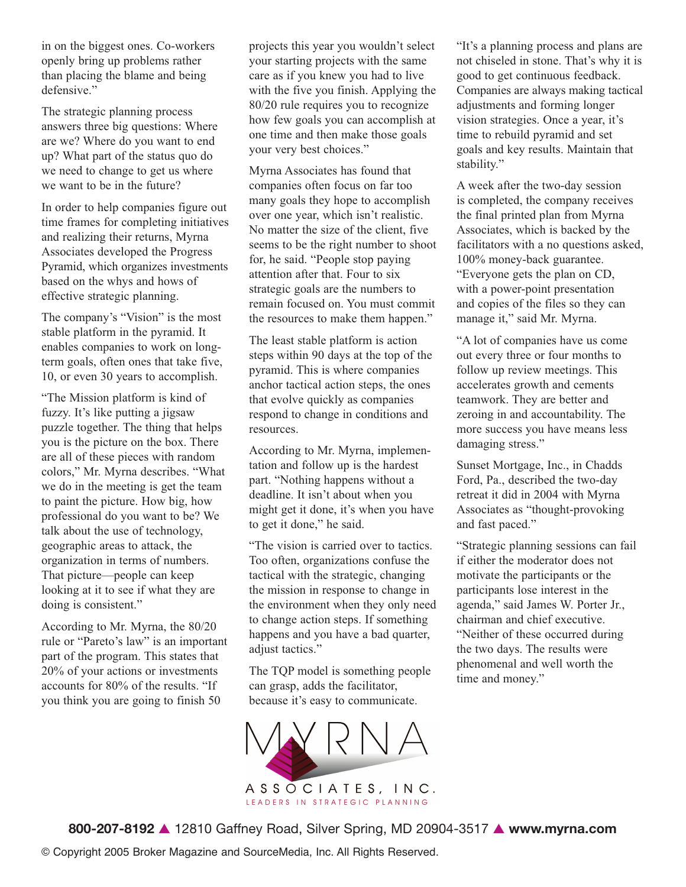in on the biggest ones. Co-workers openly bring up problems rather than placing the blame and being defensive."

The strategic planning process answers three big questions: Where are we? Where do you want to end up? What part of the status quo do we need to change to get us where we want to be in the future?

In order to help companies figure out time frames for completing initiatives and realizing their returns, Myrna Associates developed the Progress Pyramid, which organizes investments based on the whys and hows of effective strategic planning.

The company's "Vision" is the most stable platform in the pyramid. It enables companies to work on long-term goals, often ones that take five, 10, or even 30 years to accomplish.

"The Mission platform is kind of fuzzy. It's like putting a jigsaw puzzle together. The thing that helps you is the picture on the box. There are all of these pieces with random colors," Mr. Myrna describes. "What we do in the meeting is get the team to paint the picture. How big, how professional do you want to be? We talk about the use of technology, geographic areas to attack, the organization in terms of numbers. That picture—people can keep looking at it to see if what they are doing is consistent."

According to Mr. Myrna, the 80/20 rule or "Pareto's law" is an important part of the program. This states that 20% of your actions or investments accounts for 80% of the results. "If you think you are going to finish 50 projects this year you wouldn't select your starting projects with the same care as if you knew you had to live with the five you finish. Applying the 80/20 rule requires you to recognize how few goals you can accomplish at one time and then make those goals your very best choices."

Myrna Associates has found that companies often focus on far too many goals they hope to accomplish over one year, which isn't realistic. No matter the size of the client, five seems to be the right number to shoot for, he said. "People stop paying attention after that. Four to six strategic goals are the numbers to remain focused on. You must commit the resources to make them happen."

The least stable platform is action steps within 90 days at the top of the pyramid. This is where companies anchor tactical action steps, the ones that evolve quickly as companies respond to change in conditions and resources.

According to Mr. Myrna, implementation and follow up is the hardest part. "Nothing happens without a deadline. It isn't about when you might get it done, it's when you have to get it done," he said.

"The vision is carried over to tactics. Too often, organizations confuse the tactical with the strategic, changing the mission in response to change in the environment when they only need to change action steps. If something happens and you have a bad quarter, adjust tactics."

The TQP model is something people can grasp, adds the facilitator, because it's easy to communicate.

"It's a planning process and plans are not chiseled in stone. That's why it is good to get continuous feedback. Companies are always making tactical adjustments and forming longer vision strategies. Once a year, it's time to rebuild pyramid and set goals and key results. Maintain that stability."

A week after the two-day session is completed, the company receives the final printed plan from Myrna Associates, which is backed by the facilitators with a no questions asked, 100% money-back guarantee. "Everyone gets the plan on CD, with a power-point presentation and copies of the files so they can manage it," said Mr. Myrna.

"A lot of companies have us come out every three or four months to follow up review meetings. This accelerates growth and cements teamwork. They are better and zeroing in and accountability. The more success you have means less damaging stress."

Sunset Mortgage, Inc., in Chadds Ford, Pa., described the two-day retreat it did in 2004 with Myrna Associates as "thought-provoking and fast paced."

"Strategic planning sessions can fail if either the moderator does not motivate the participants or the participants lose interest in the agenda," said James W. Porter Jr., chairman and chief executive. "Neither of these occurred during the two days. The results were phenomenal and well worth the time and money."

MYRNA ASSOCIATES, INC.
LEADERS IN STRATEGIC PLANNING

**800-207-8192** ▲ 12810 Gaffney Road, Silver Spring, MD 20904-3517 ▲ **www.myrna.com**

© Copyright 2005 Broker Magazine and SourceMedia, Inc. All Rights Reserved.